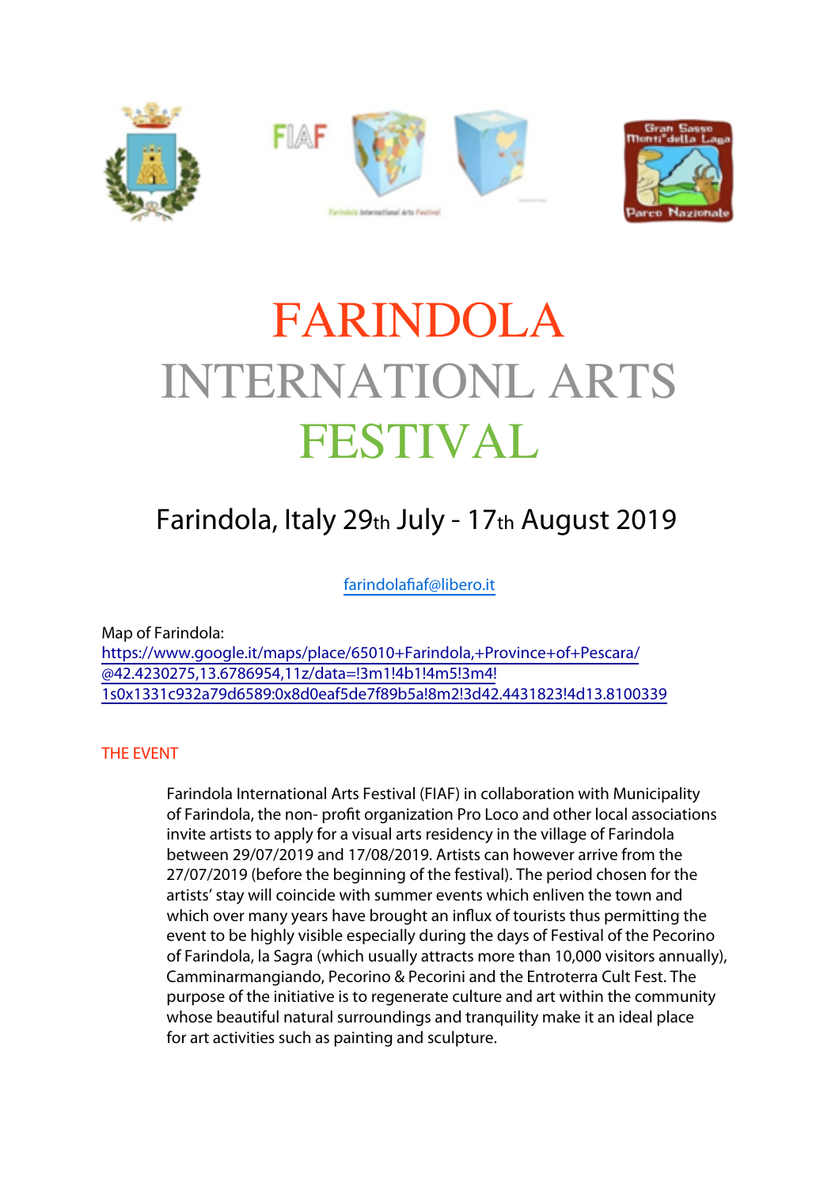# FARINDOLA INTERNATIONL ARTS FESTIVAL

## Farindola, Italy 29th July - 17th August 2019

farindolafiaf@libero.it

Map of Farindola:
https://www.google.it/maps/place/65010+Farindola,+Province+of+Pescara/@42.4230275,13.6786954,11z/data=!3m1!4b1!4m5!3m4!1s0x1331c932a79d6589:0x8d0eaf5de7f89b5a!8m2!3d42.4431823!4d13.8100339

### THE EVENT

Farindola International Arts Festival (FIAF) in collaboration with Municipality of Farindola, the non- profit organization Pro Loco and other local associations invite artists to apply for a visual arts residency in the village of Farindola between 29/07/2019 and 17/08/2019. Artists can however arrive from the 27/07/2019 (before the beginning of the festival). The period chosen for the artists' stay will coincide with summer events which enliven the town and which over many years have brought an influx of tourists thus permitting the event to be highly visible especially during the days of Festival of the Pecorino of Farindola, la Sagra (which usually attracts more than 10,000 visitors annually), Camminarmangiando, Pecorino & Pecorini and the Entroterra Cult Fest. The purpose of the initiative is to regenerate culture and art within the community whose beautiful natural surroundings and tranquility make it an ideal place for art activities such as painting and sculpture.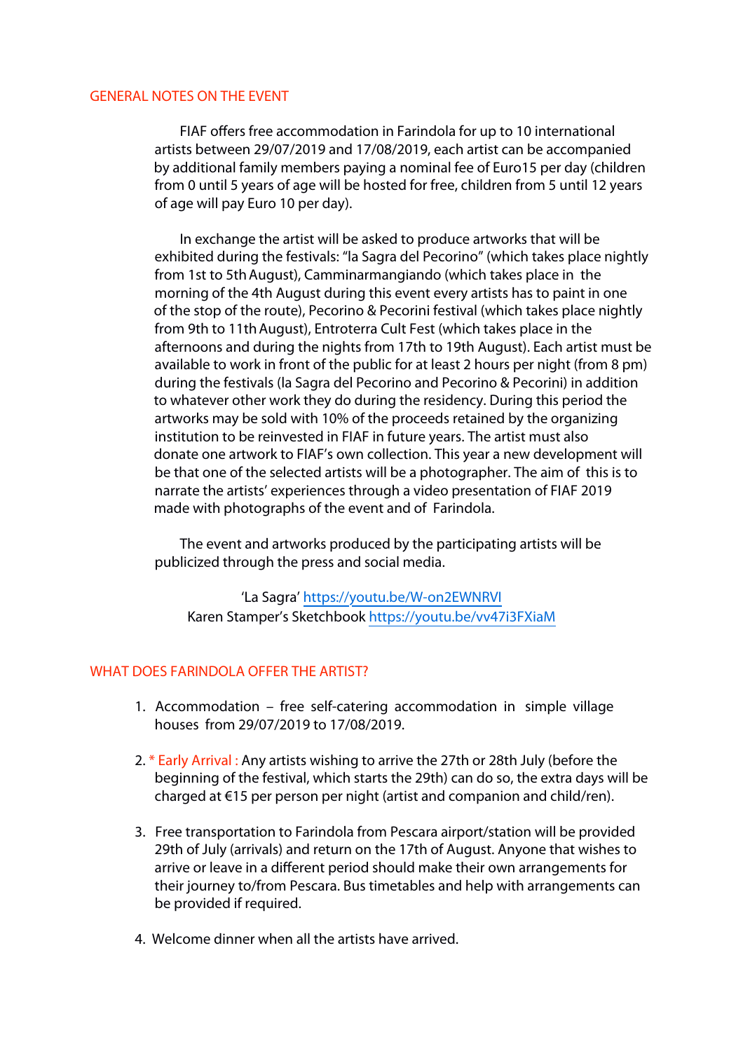## GENERAL NOTES ON THE EVENT

FIAF offers free accommodation in Farindola for up to 10 international artists between 29/07/2019 and 17/08/2019, each artist can be accompanied by additional family members paying a nominal fee of Euro15 per day (children from 0 until 5 years of age will be hosted for free, children from 5 until 12 years of age will pay Euro 10 per day).

In exchange the artist will be asked to produce artworks that will be exhibited during the festivals: "la Sagra del Pecorino" (which takes place nightly from 1st to 5th August), Camminarmangiando (which takes place in the morning of the 4th August during this event every artists has to paint in one of the stop of the route), Pecorino & Pecorini festival (which takes place nightly from 9th to 11th August), Entroterra Cult Fest (which takes place in the afternoons and during the nights from 17th to 19th August). Each artist must be available to work in front of the public for at least 2 hours per night (from 8 pm) during the festivals (la Sagra del Pecorino and Pecorino & Pecorini) in addition to whatever other work they do during the residency. During this period the artworks may be sold with 10% of the proceeds retained by the organizing institution to be reinvested in FIAF in future years. The artist must also donate one artwork to FIAF's own collection. This year a new development will be that one of the selected artists will be a photographer. The aim of this is to narrate the artists' experiences through a video presentation of FIAF 2019 made with photographs of the event and of Farindola.

The event and artworks produced by the participating artists will be publicized through the press and social media.

'La Sagra' https://youtu.be/W-on2EWNRVI
Karen Stamper's Sketchbook https://youtu.be/vv47i3FXiaM

## WHAT DOES FARINDOLA OFFER THE ARTIST?

1. Accommodation – free self-catering accommodation in simple village houses from 29/07/2019 to 17/08/2019.
2. * Early Arrival : Any artists wishing to arrive the 27th or 28th July (before the beginning of the festival, which starts the 29th) can do so, the extra days will be charged at €15 per person per night (artist and companion and child/ren).
3. Free transportation to Farindola from Pescara airport/station will be provided 29th of July (arrivals) and return on the 17th of August. Anyone that wishes to arrive or leave in a different period should make their own arrangements for their journey to/from Pescara. Bus timetables and help with arrangements can be provided if required.
4. Welcome dinner when all the artists have arrived.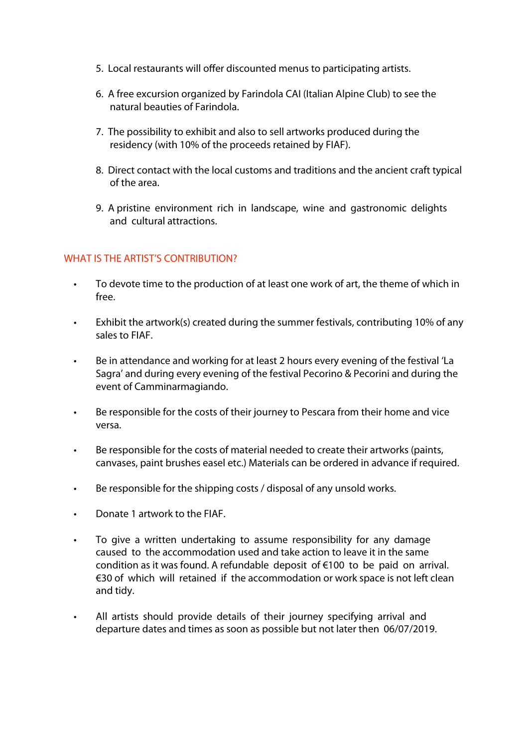5. Local restaurants will offer discounted menus to participating artists.

6. A free excursion organized by Farindola CAI (Italian Alpine Club) to see the natural beauties of Farindola.

7. The possibility to exhibit and also to sell artworks produced during the residency (with 10% of the proceeds retained by FIAF).

8. Direct contact with the local customs and traditions and the ancient craft typical of the area.

9. A pristine environment rich in landscape, wine and gastronomic delights and cultural attractions.

## WHAT IS THE ARTIST'S CONTRIBUTION?

- To devote time to the production of at least one work of art, the theme of which in free.

- Exhibit the artwork(s) created during the summer festivals, contributing 10% of any sales to FIAF.

- Be in attendance and working for at least 2 hours every evening of the festival 'La Sagra' and during every evening of the festival Pecorino & Pecorini and during the event of Camminarmagiando.

- Be responsible for the costs of their journey to Pescara from their home and vice versa.

- Be responsible for the costs of material needed to create their artworks (paints, canvases, paint brushes easel etc.) Materials can be ordered in advance if required.

- Be responsible for the shipping costs / disposal of any unsold works.

- Donate 1 artwork to the FIAF.

- To give a written undertaking to assume responsibility for any damage caused to the accommodation used and take action to leave it in the same condition as it was found. A refundable deposit of €100 to be paid on arrival. €30 of which will retained if the accommodation or work space is not left clean and tidy.

- All artists should provide details of their journey specifying arrival and departure dates and times as soon as possible but not later then 06/07/2019.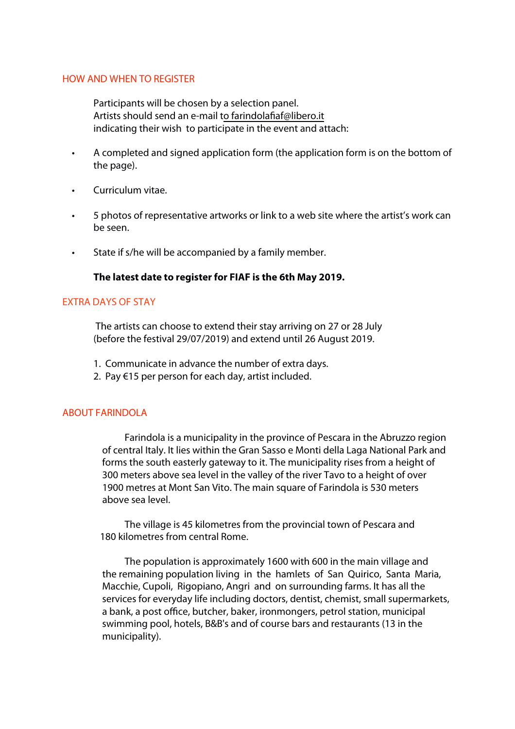## HOW AND WHEN TO REGISTER

Participants will be chosen by a selection panel.
Artists should send an e-mail to farindolafiaf@libero.it
indicating their wish to participate in the event and attach:

- A completed and signed application form (the application form is on the bottom of the page).
- Curriculum vitae.
- 5 photos of representative artworks or link to a web site where the artist's work can be seen.
- State if s/he will be accompanied by a family member.

**The latest date to register for FIAF is the 6th May 2019.**

## EXTRA DAYS OF STAY

The artists can choose to extend their stay arriving on 27 or 28 July (before the festival 29/07/2019) and extend until 26 August 2019.

1. Communicate in advance the number of extra days.
2. Pay €15 per person for each day, artist included.

## ABOUT FARINDOLA

Farindola is a municipality in the province of Pescara in the Abruzzo region of central Italy. It lies within the Gran Sasso e Monti della Laga National Park and forms the south easterly gateway to it. The municipality rises from a height of 300 meters above sea level in the valley of the river Tavo to a height of over 1900 metres at Mont San Vito. The main square of Farindola is 530 meters above sea level.

The village is 45 kilometres from the provincial town of Pescara and 180 kilometres from central Rome.

The population is approximately 1600 with 600 in the main village and the remaining population living in the hamlets of San Quirico, Santa Maria, Macchie, Cupoli, Rigopiano, Angri and on surrounding farms. It has all the services for everyday life including doctors, dentist, chemist, small supermarkets, a bank, a post office, butcher, baker, ironmongers, petrol station, municipal swimming pool, hotels, B&B's and of course bars and restaurants (13 in the municipality).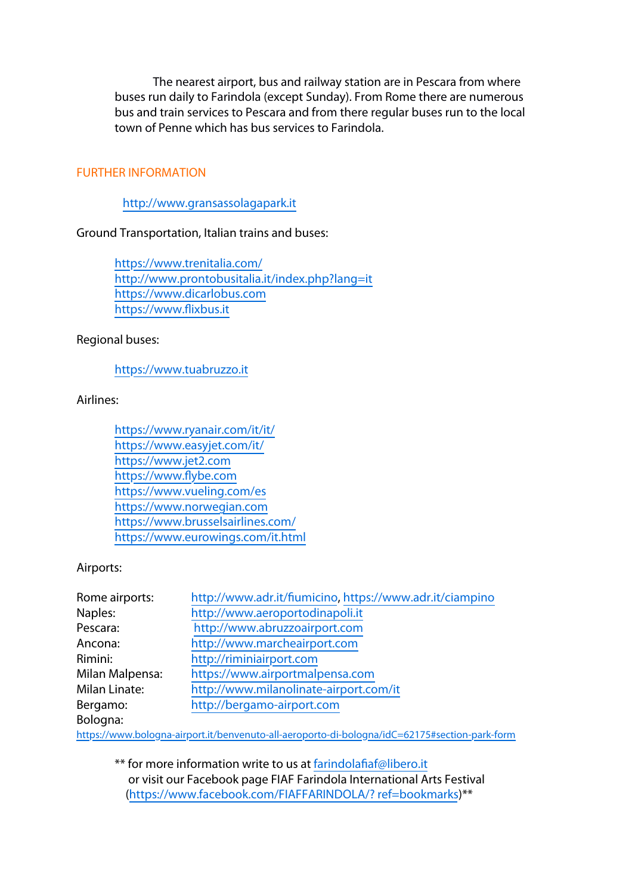The nearest airport, bus and railway station are in Pescara from where buses run daily to Farindola (except Sunday). From Rome there are numerous bus and train services to Pescara and from there regular buses run to the local town of Penne which has bus services to Farindola.

## FURTHER INFORMATION

http://www.gransassolagapark.it

Ground Transportation, Italian trains and buses:

https://www.trenitalia.com/
http://www.prontobusitalia.it/index.php?lang=it
https://www.dicarlobus.com
https://www.flixbus.it

Regional buses:

https://www.tuabruzzo.it

Airlines:

https://www.ryanair.com/it/it/
https://www.easyjet.com/it/
https://www.jet2.com
https://www.flybe.com
https://www.vueling.com/es
https://www.norwegian.com
https://www.brusselsairlines.com/
https://www.eurowings.com/it.html

Airports:

| | |
|---|---|
| Rome airports: | http://www.adr.it/fiumicino, https://www.adr.it/ciampino |
| Naples: | http://www.aeroportodinapoli.it |
| Pescara: | http://www.abruzzoairport.com |
| Ancona: | http://www.marcheairport.com |
| Rimini: | http://riminiairport.com |
| Milan Malpensa: | https://www.airportmalpensa.com |
| Milan Linate: | http://www.milanolinate-airport.com/it |
| Bergamo: | http://bergamo-airport.com |
| Bologna: | |

https://www.bologna-airport.it/benvenuto-all-aeroporto-di-bologna/idC=62175#section-park-form

** for more information write to us at farindolafiaf@libero.it
or visit our Facebook page FIAF Farindola International Arts Festival
(https://www.facebook.com/FIAFFARINDOLA/? ref=bookmarks)**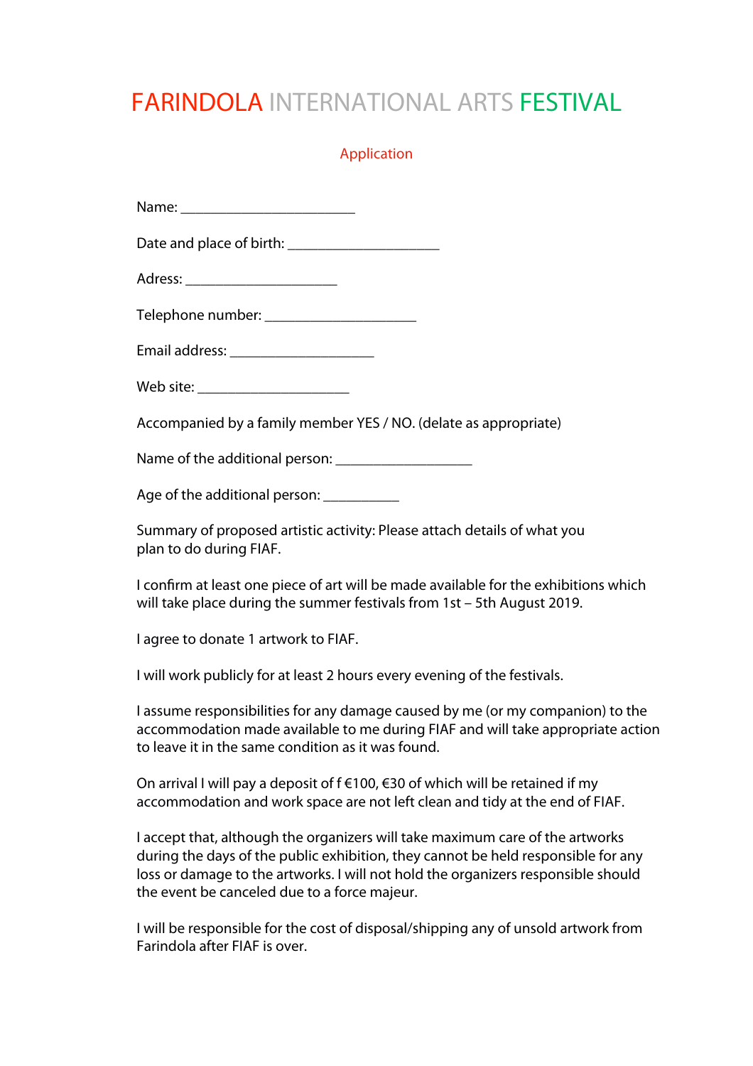# FARINDOLA INTERNATIONAL ARTS FESTIVAL

## Application

Name: ________________________

Date and place of birth: _____________________

Adress: _____________________

Telephone number: _____________________

Email address: ____________________

Web site: _____________________

Accompanied by a family member YES / NO. (delate as appropriate)

Name of the additional person: ___________________

Age of the additional person: ___________

Summary of proposed artistic activity: Please attach details of what you plan to do during FIAF.

I confirm at least one piece of art will be made available for the exhibitions which will take place during the summer festivals from 1st – 5th August 2019.

I agree to donate 1 artwork to FIAF.

I will work publicly for at least 2 hours every evening of the festivals.

I assume responsibilities for any damage caused by me (or my companion) to the accommodation made available to me during FIAF and will take appropriate action to leave it in the same condition as it was found.

On arrival I will pay a deposit of f €100, €30 of which will be retained if my accommodation and work space are not left clean and tidy at the end of FIAF.

I accept that, although the organizers will take maximum care of the artworks during the days of the public exhibition, they cannot be held responsible for any loss or damage to the artworks. I will not hold the organizers responsible should the event be canceled due to a force majeur.

I will be responsible for the cost of disposal/shipping any of unsold artwork from Farindola after FIAF is over.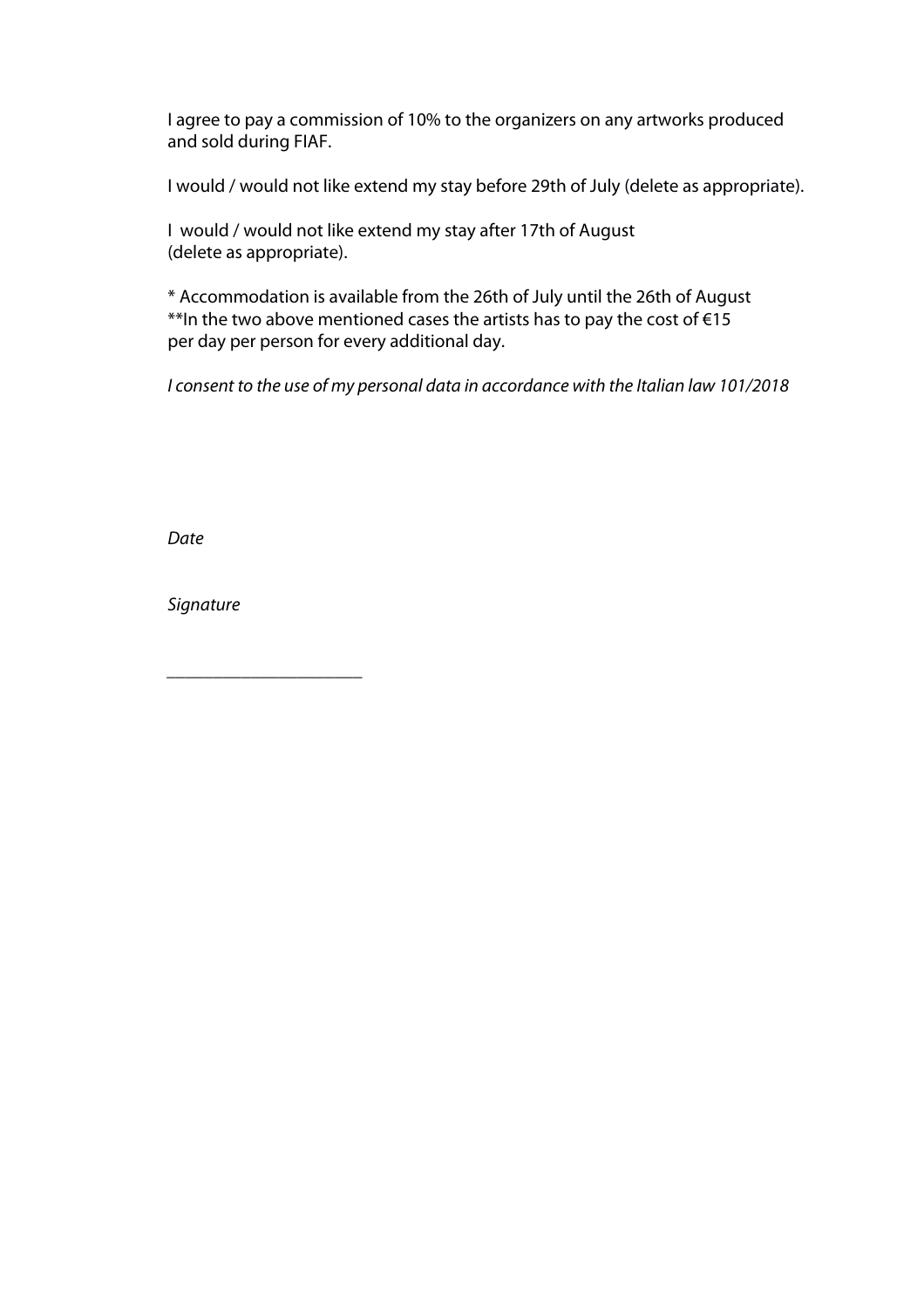I agree to pay a commission of 10% to the organizers on any artworks produced and sold during FIAF.

I would / would not like extend my stay before 29th of July (delete as appropriate).

I would / would not like extend my stay after 17th of August (delete as appropriate).

* Accommodation is available from the 26th of July until the 26th of August
**In the two above mentioned cases the artists has to pay the cost of €15 per day per person for every additional day.

*I consent to the use of my personal data in accordance with the Italian law 101/2018*

*Date*

*Signature*

______________________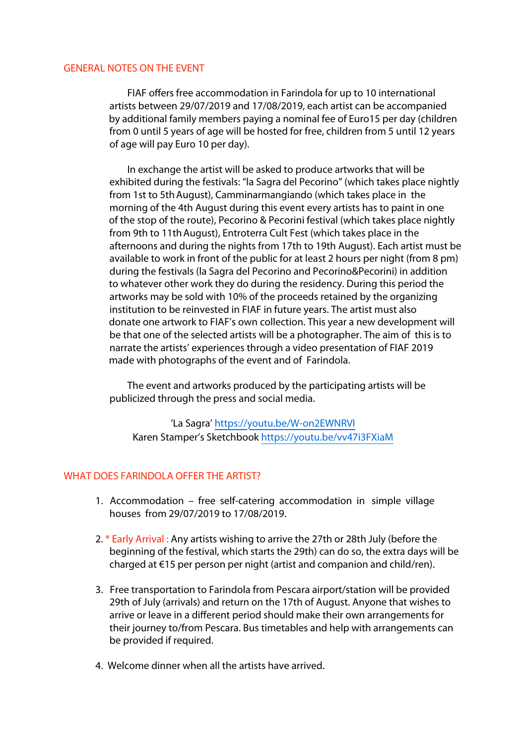## GENERAL NOTES ON THE EVENT

FIAF offers free accommodation in Farindola for up to 10 international artists between 29/07/2019 and 17/08/2019, each artist can be accompanied by additional family members paying a nominal fee of Euro15 per day (children from 0 until 5 years of age will be hosted for free, children from 5 until 12 years of age will pay Euro 10 per day).

In exchange the artist will be asked to produce artworks that will be exhibited during the festivals: "la Sagra del Pecorino" (which takes place nightly from 1st to 5th August), Camminarmangiando (which takes place in the morning of the 4th August during this event every artists has to paint in one of the stop of the route), Pecorino & Pecorini festival (which takes place nightly from 9th to 11th August), Entroterra Cult Fest (which takes place in the afternoons and during the nights from 17th to 19th August). Each artist must be available to work in front of the public for at least 2 hours per night (from 8 pm) during the festivals (la Sagra del Pecorino and Pecorino&Pecorini) in addition to whatever other work they do during the residency. During this period the artworks may be sold with 10% of the proceeds retained by the organizing institution to be reinvested in FIAF in future years. The artist must also donate one artwork to FIAF's own collection. This year a new development will be that one of the selected artists will be a photographer. The aim of this is to narrate the artists' experiences through a video presentation of FIAF 2019 made with photographs of the event and of Farindola.

The event and artworks produced by the participating artists will be publicized through the press and social media.

'La Sagra' https://youtu.be/W-on2EWNRVI
Karen Stamper's Sketchbook https://youtu.be/vv47i3FXiaM

## WHAT DOES FARINDOLA OFFER THE ARTIST?

1. Accommodation – free self-catering accommodation in simple village houses from 29/07/2019 to 17/08/2019.

2. * Early Arrival : Any artists wishing to arrive the 27th or 28th July (before the beginning of the festival, which starts the 29th) can do so, the extra days will be charged at €15 per person per night (artist and companion and child/ren).

3. Free transportation to Farindola from Pescara airport/station will be provided 29th of July (arrivals) and return on the 17th of August. Anyone that wishes to arrive or leave in a different period should make their own arrangements for their journey to/from Pescara. Bus timetables and help with arrangements can be provided if required.

4. Welcome dinner when all the artists have arrived.